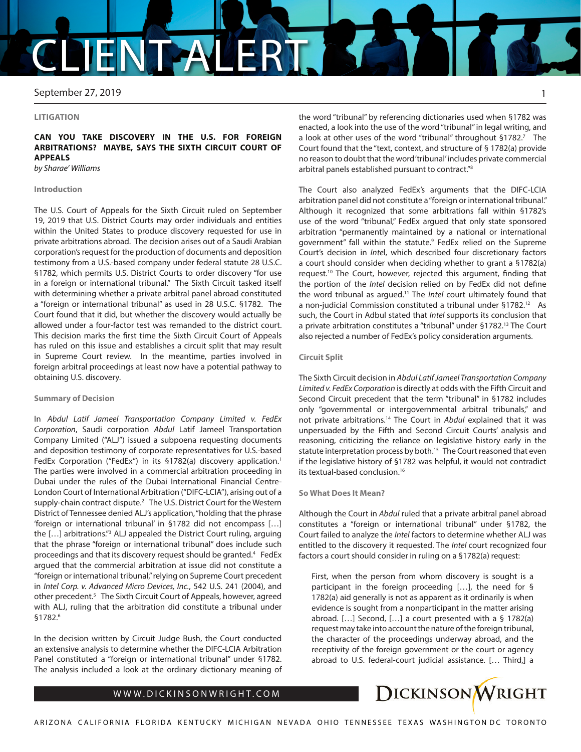CLIENT ALERT

September 27, 2019

**LITIGATION**

## CAN YOU TAKE DISCOVERY IN THE U.S. FOR FOREIGN ARBITRATIONS? MAYBE, SAYS THE SIXTH CIRCUIT COURT OF APPEALS

*by Sharae' Williams*

### Introduction

The U.S. Court of Appeals for the Sixth Circuit ruled on September 19, 2019 that U.S. District Courts may order individuals and entities within the United States to produce discovery requested for use in private arbitrations abroad. The decision arises out of a Saudi Arabian corporation's request for the production of documents and deposition testimony from a U.S.-based company under federal statute 28 U.S.C. §1782, which permits U.S. District Courts to order discovery "for use in a foreign or international tribunal." The Sixth Circuit tasked itself with determining whether a private arbitral panel abroad constituted a "foreign or international tribunal" as used in 28 U.S.C. §1782. The Court found that it did, but whether the discovery would actually be allowed under a four-factor test was remanded to the district court. This decision marks the first time the Sixth Circuit Court of Appeals has ruled on this issue and establishes a circuit split that may result in Supreme Court review. In the meantime, parties involved in foreign arbitral proceedings at least now have a potential pathway to obtaining U.S. discovery.

### Summary of Decision

In *Abdul Latif Jameel Transportation Company Limited v. FedEx Corporation*, Saudi corporation *Abdul* Latif Jameel Transportation Company Limited ("ALJ") issued a subpoena requesting documents and deposition testimony of corporate representatives for U.S.-based FedEx Corporation ("FedEx") in its §1782(a) discovery application.[1] The parties were involved in a commercial arbitration proceeding in Dubai under the rules of the Dubai International Financial Centre-London Court of International Arbitration ("DIFC-LCIA"), arising out of a supply-chain contract dispute.[2] The U.S. District Court for the Western District of Tennessee denied ALJ's application, "holding that the phrase 'foreign or international tribunal' in §1782 did not encompass […] the […] arbitrations."[3] ALJ appealed the District Court ruling, arguing that the phrase "foreign or international tribunal" does include such proceedings and that its discovery request should be granted.[4] FedEx argued that the commercial arbitration at issue did not constitute a "foreign or international tribunal," relying on Supreme Court precedent in *Intel Corp. v. Advanced Micro Devices, Inc.*, 542 U.S. 241 (2004), and other precedent.[5] The Sixth Circuit Court of Appeals, however, agreed with ALJ, ruling that the arbitration did constitute a tribunal under §1782.[6]

In the decision written by Circuit Judge Bush, the Court conducted an extensive analysis to determine whether the DIFC-LCIA Arbitration Panel constituted a "foreign or international tribunal" under §1782. The analysis included a look at the ordinary dictionary meaning of the word "tribunal" by referencing dictionaries used when §1782 was enacted, a look into the use of the word "tribunal" in legal writing, and a look at other uses of the word "tribunal" throughout §1782.[7] The Court found that the "text, context, and structure of § 1782(a) provide no reason to doubt that the word 'tribunal' includes private commercial arbitral panels established pursuant to contract."[8]

The Court also analyzed FedEx's arguments that the DIFC-LCIA arbitration panel did not constitute a "foreign or international tribunal." Although it recognized that some arbitrations fall within §1782's use of the word "tribunal," FedEx argued that only state sponsored arbitration "permanently maintained by a national or international government" fall within the statute.[9] FedEx relied on the Supreme Court's decision in *Intel*, which described four discretionary factors a court should consider when deciding whether to grant a §1782(a) request.[10] The Court, however, rejected this argument, finding that the portion of the *Intel* decision relied on by FedEx did not define the word tribunal as argued.[11] The *Intel* court ultimately found that a non-judicial Commission constituted a tribunal under §1782.[12] As such, the Court in Adbul stated that *Intel* supports its conclusion that a private arbitration constitutes a "tribunal" under §1782.[13] The Court also rejected a number of FedEx's policy consideration arguments.

### Circuit Split

The Sixth Circuit decision in *Abdul Latif Jameel Transportation Company Limited v. FedEx Corporation* is directly at odds with the Fifth Circuit and Second Circuit precedent that the term "tribunal" in §1782 includes only "governmental or intergovernmental arbitral tribunals," and not private arbitrations.[14] The Court in *Abdul* explained that it was unpersuaded by the Fifth and Second Circuit Courts' analysis and reasoning, criticizing the reliance on legislative history early in the statute interpretation process by both.[15] The Court reasoned that even if the legislative history of §1782 was helpful, it would not contradict its textual-based conclusion.[16]

### So What Does It Mean?

Although the Court in *Abdul* ruled that a private arbitral panel abroad constitutes a "foreign or international tribunal" under §1782, the Court failed to analyze the *Intel* factors to determine whether ALJ was entitled to the discovery it requested. The *Intel* court recognized four factors a court should consider in ruling on a §1782(a) request:

> First, when the person from whom discovery is sought is a participant in the foreign proceeding […], the need for § 1782(a) aid generally is not as apparent as it ordinarily is when evidence is sought from a nonparticipant in the matter arising abroad. […] Second, […] a court presented with a § 1782(a) request may take into account the nature of the foreign tribunal, the character of the proceedings underway abroad, and the receptivity of the foreign government or the court or agency abroad to U.S. federal-court judicial assistance. [… Third,] a

WWW.DICKINSONWRIGHT.COM

DICKINSON WRIGHT

ARIZONA CALIFORNIA FLORIDA KENTUCKY MICHIGAN NEVADA OHIO TENNESSEE TEXAS WASHINGTON DC TORONTO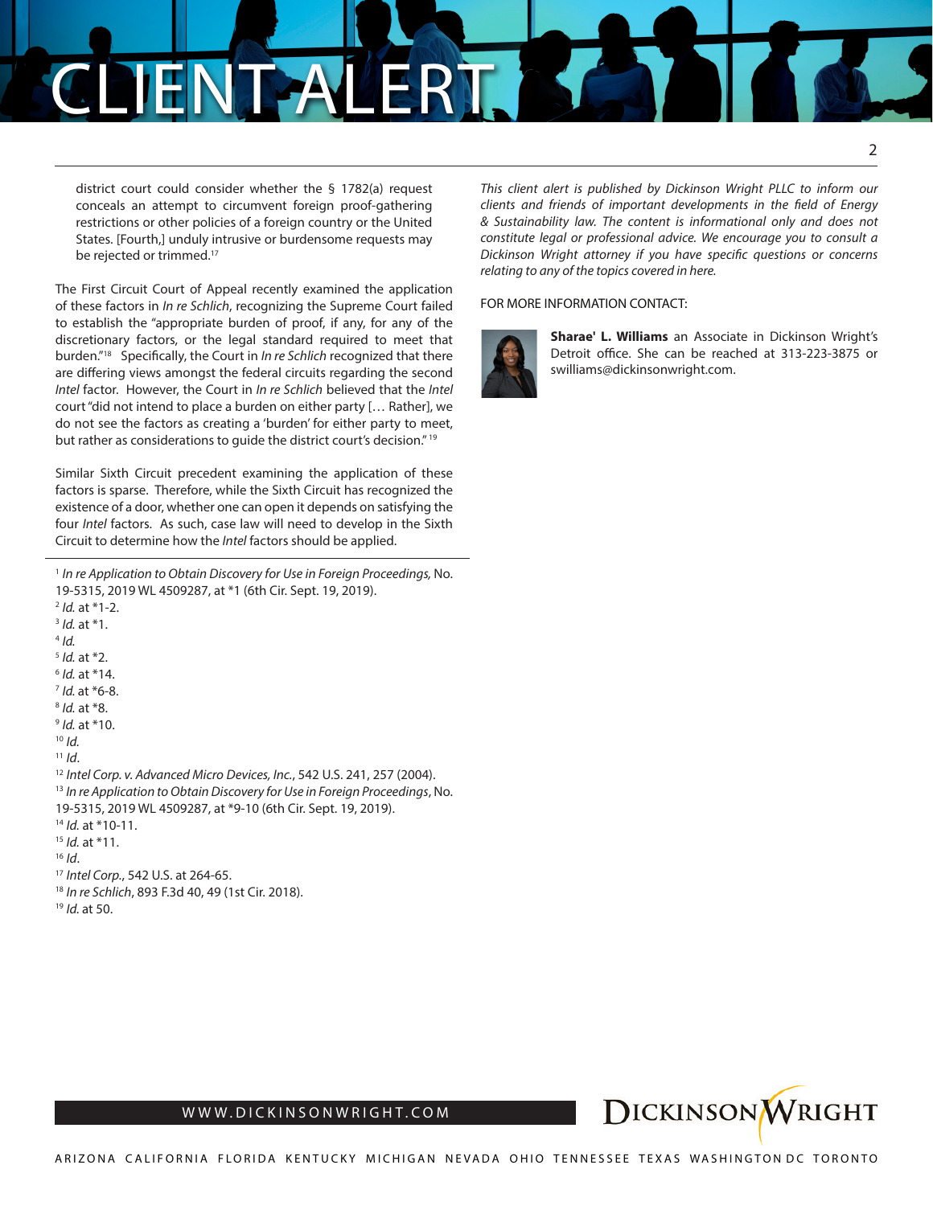district court could consider whether the § 1782(a) request conceals an attempt to circumvent foreign proof-gathering restrictions or other policies of a foreign country or the United States. [Fourth,] unduly intrusive or burdensome requests may be rejected or trimmed.[17]

The First Circuit Court of Appeal recently examined the application of these factors in *In re Schlich*, recognizing the Supreme Court failed to establish the "appropriate burden of proof, if any, for any of the discretionary factors, or the legal standard required to meet that burden."[18] Specifically, the Court in *In re Schlich* recognized that there are differing views amongst the federal circuits regarding the second *Intel* factor. However, the Court in *In re Schlich* believed that the *Intel* court "did not intend to place a burden on either party [… Rather], we do not see the factors as creating a 'burden' for either party to meet, but rather as considerations to guide the district court's decision."[19]

Similar Sixth Circuit precedent examining the application of these factors is sparse. Therefore, while the Sixth Circuit has recognized the existence of a door, whether one can open it depends on satisfying the four *Intel* factors. As such, case law will need to develop in the Sixth Circuit to determine how the *Intel* factors should be applied.

---

[1] *In re Application to Obtain Discovery for Use in Foreign Proceedings,* No. 19-5315, 2019 WL 4509287, at *1 (6th Cir. Sept. 19, 2019).
[2] *Id.* at *1-2.
[3] *Id.* at *1.
[4] *Id.*
[5] *Id.* at *2.
[6] *Id.* at *14.
[7] *Id.* at *6-8.
[8] *Id.* at *8.
[9] *Id.* at *10.
[10] *Id.*
[11] *Id*.
[12] *Intel Corp. v. Advanced Micro Devices, Inc.*, 542 U.S. 241, 257 (2004).
[13] *In re Application to Obtain Discovery for Use in Foreign Proceedings*, No. 19-5315, 2019 WL 4509287, at *9-10 (6th Cir. Sept. 19, 2019).
[14] *Id.* at *10-11.
[15] *Id.* at *11.
[16] *Id*.
[17] *Intel Corp.*, 542 U.S. at 264-65.
[18] *In re Schlich*, 893 F.3d 40, 49 (1st Cir. 2018).
[19] *Id.* at 50.

*This client alert is published by Dickinson Wright PLLC to inform our clients and friends of important developments in the field of Energy & Sustainability law. The content is informational only and does not constitute legal or professional advice. We encourage you to consult a Dickinson Wright attorney if you have specific questions or concerns relating to any of the topics covered in here.*

FOR MORE INFORMATION CONTACT:

**Sharae' L. Williams** an Associate in Dickinson Wright's Detroit office. She can be reached at 313-223-3875 or swilliams@dickinsonwright.com.

WWW.DICKINSONWRIGHT.COM

DICKINSON WRIGHT

ARIZONA CALIFORNIA FLORIDA KENTUCKY MICHIGAN NEVADA OHIO TENNESSEE TEXAS WASHINGTON DC TORONTO